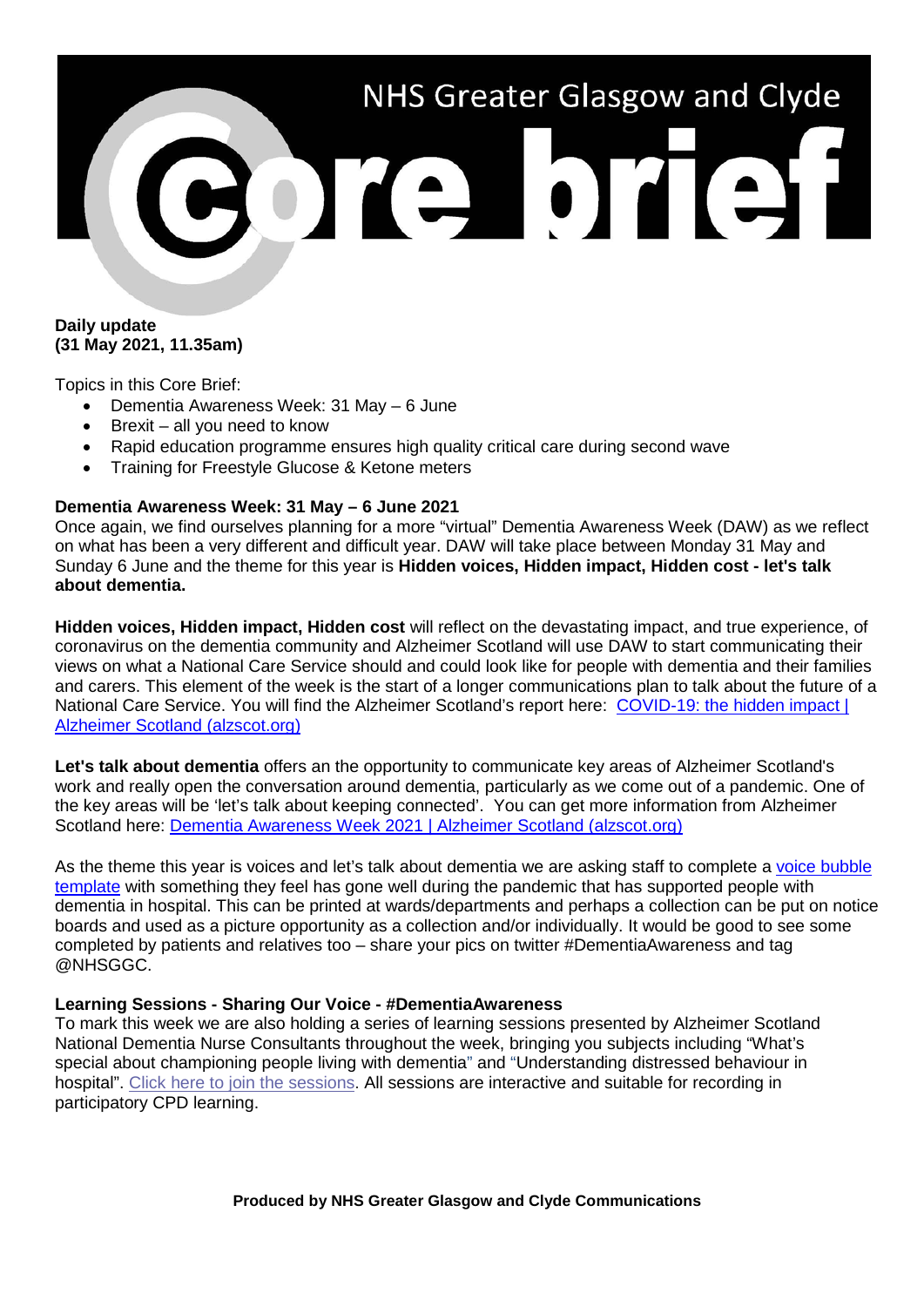# NHS Greater Glasgow and Clyde Core brief

**Daily update**
**(31 May 2021, 11.35am)**

Topics in this Core Brief:

- Dementia Awareness Week: 31 May – 6 June
- Brexit – all you need to know
- Rapid education programme ensures high quality critical care during second wave
- Training for Freestyle Glucose & Ketone meters

**Dementia Awareness Week: 31 May – 6 June 2021**

Once again, we find ourselves planning for a more "virtual" Dementia Awareness Week (DAW) as we reflect on what has been a very different and difficult year. DAW will take place between Monday 31 May and Sunday 6 June and the theme for this year is **Hidden voices, Hidden impact, Hidden cost - let's talk about dementia.**

**Hidden voices, Hidden impact, Hidden cost** will reflect on the devastating impact, and true experience, of coronavirus on the dementia community and Alzheimer Scotland will use DAW to start communicating their views on what a National Care Service should and could look like for people with dementia and their families and carers. This element of the week is the start of a longer communications plan to talk about the future of a National Care Service. You will find the Alzheimer Scotland's report here: [COVID-19: the hidden impact | Alzheimer Scotland (alzscot.org)]()

**Let's talk about dementia** offers an the opportunity to communicate key areas of Alzheimer Scotland's work and really open the conversation around dementia, particularly as we come out of a pandemic. One of the key areas will be 'let's talk about keeping connected'. You can get more information from Alzheimer Scotland here: [Dementia Awareness Week 2021 | Alzheimer Scotland (alzscot.org)]()

As the theme this year is voices and let's talk about dementia we are asking staff to complete a [voice bubble template]() with something they feel has gone well during the pandemic that has supported people with dementia in hospital. This can be printed at wards/departments and perhaps a collection can be put on notice boards and used as a picture opportunity as a collection and/or individually. It would be good to see some completed by patients and relatives too – share your pics on twitter #DementiaAwareness and tag @NHSGGC.

**Learning Sessions - Sharing Our Voice - #DementiaAwareness**

To mark this week we are also holding a series of learning sessions presented by Alzheimer Scotland National Dementia Nurse Consultants throughout the week, bringing you subjects including "What's special about championing people living with dementia" and "Understanding distressed behaviour in hospital". [Click here to join the sessions](). All sessions are interactive and suitable for recording in participatory CPD learning.

**Produced by NHS Greater Glasgow and Clyde Communications**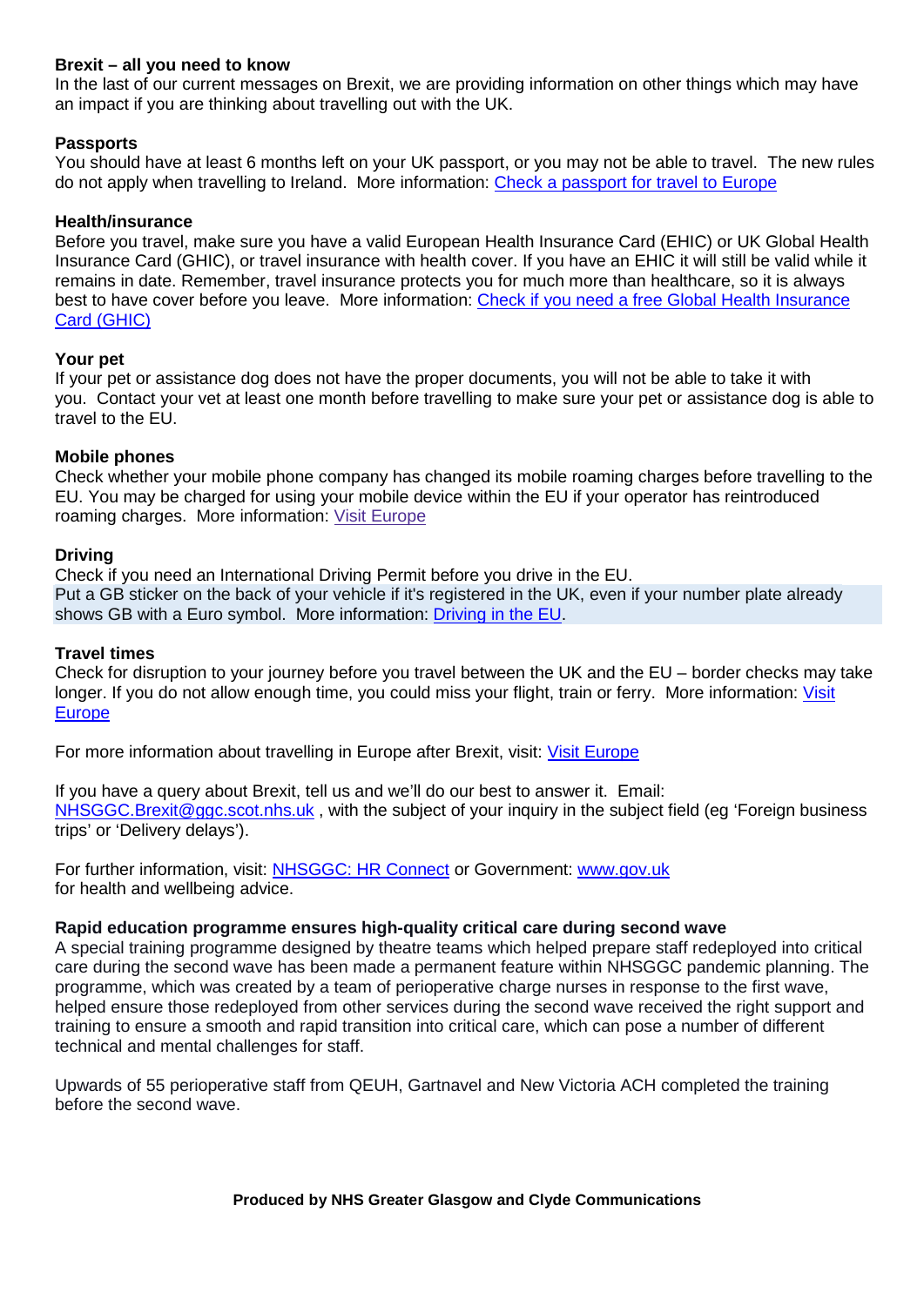**Brexit – all you need to know**
In the last of our current messages on Brexit, we are providing information on other things which may have an impact if you are thinking about travelling out with the UK.

**Passports**
You should have at least 6 months left on your UK passport, or you may not be able to travel. The new rules do not apply when travelling to Ireland. More information: Check a passport for travel to Europe

**Health/insurance**
Before you travel, make sure you have a valid European Health Insurance Card (EHIC) or UK Global Health Insurance Card (GHIC), or travel insurance with health cover. If you have an EHIC it will still be valid while it remains in date. Remember, travel insurance protects you for much more than healthcare, so it is always best to have cover before you leave. More information: Check if you need a free Global Health Insurance Card (GHIC)

**Your pet**
If your pet or assistance dog does not have the proper documents, you will not be able to take it with you. Contact your vet at least one month before travelling to make sure your pet or assistance dog is able to travel to the EU.

**Mobile phones**
Check whether your mobile phone company has changed its mobile roaming charges before travelling to the EU. You may be charged for using your mobile device within the EU if your operator has reintroduced roaming charges. More information: Visit Europe

**Driving**
Check if you need an International Driving Permit before you drive in the EU.
Put a GB sticker on the back of your vehicle if it's registered in the UK, even if your number plate already shows GB with a Euro symbol. More information: Driving in the EU.

**Travel times**
Check for disruption to your journey before you travel between the UK and the EU – border checks may take longer. If you do not allow enough time, you could miss your flight, train or ferry. More information: Visit Europe

For more information about travelling in Europe after Brexit, visit: Visit Europe

If you have a query about Brexit, tell us and we'll do our best to answer it. Email: NHSGGC.Brexit@ggc.scot.nhs.uk , with the subject of your inquiry in the subject field (eg 'Foreign business trips' or 'Delivery delays').

For further information, visit: NHSGGC: HR Connect or Government: www.gov.uk for health and wellbeing advice.

**Rapid education programme ensures high-quality critical care during second wave**
A special training programme designed by theatre teams which helped prepare staff redeployed into critical care during the second wave has been made a permanent feature within NHSGGC pandemic planning. The programme, which was created by a team of perioperative charge nurses in response to the first wave, helped ensure those redeployed from other services during the second wave received the right support and training to ensure a smooth and rapid transition into critical care, which can pose a number of different technical and mental challenges for staff.

Upwards of 55 perioperative staff from QEUH, Gartnavel and New Victoria ACH completed the training before the second wave.

**Produced by NHS Greater Glasgow and Clyde Communications**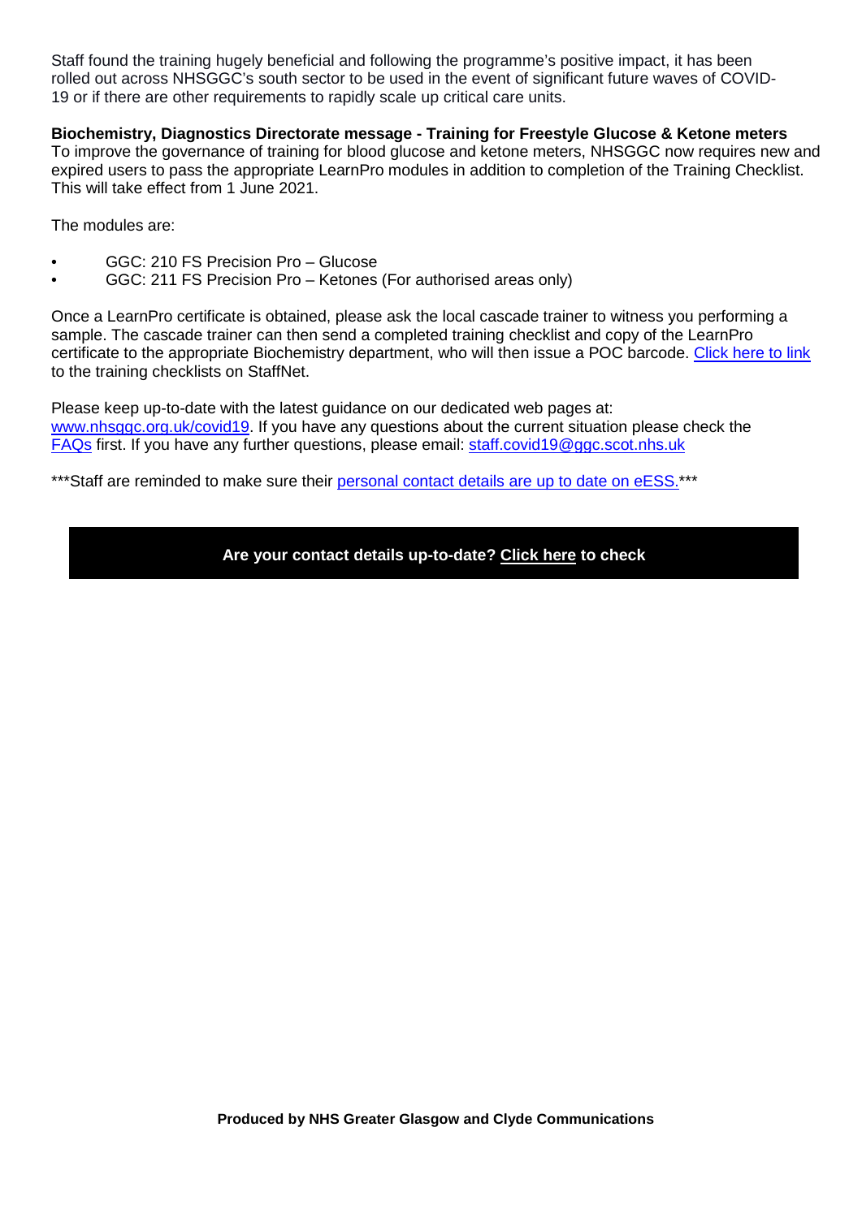Staff found the training hugely beneficial and following the programme's positive impact, it has been rolled out across NHSGGC's south sector to be used in the event of significant future waves of COVID-19 or if there are other requirements to rapidly scale up critical care units.

**Biochemistry, Diagnostics Directorate message - Training for Freestyle Glucose & Ketone meters**

To improve the governance of training for blood glucose and ketone meters, NHSGGC now requires new and expired users to pass the appropriate LearnPro modules in addition to completion of the Training Checklist. This will take effect from 1 June 2021.

The modules are:

- GGC: 210 FS Precision Pro – Glucose
- GGC: 211 FS Precision Pro – Ketones (For authorised areas only)

Once a LearnPro certificate is obtained, please ask the local cascade trainer to witness you performing a sample. The cascade trainer can then send a completed training checklist and copy of the LearnPro certificate to the appropriate Biochemistry department, who will then issue a POC barcode. Click here to link to the training checklists on StaffNet.

Please keep up-to-date with the latest guidance on our dedicated web pages at: www.nhsggc.org.uk/covid19. If you have any questions about the current situation please check the FAQs first. If you have any further questions, please email: staff.covid19@ggc.scot.nhs.uk

***Staff are reminded to make sure their personal contact details are up to date on eESS.***

**Are your contact details up-to-date? Click here to check**

**Produced by NHS Greater Glasgow and Clyde Communications**